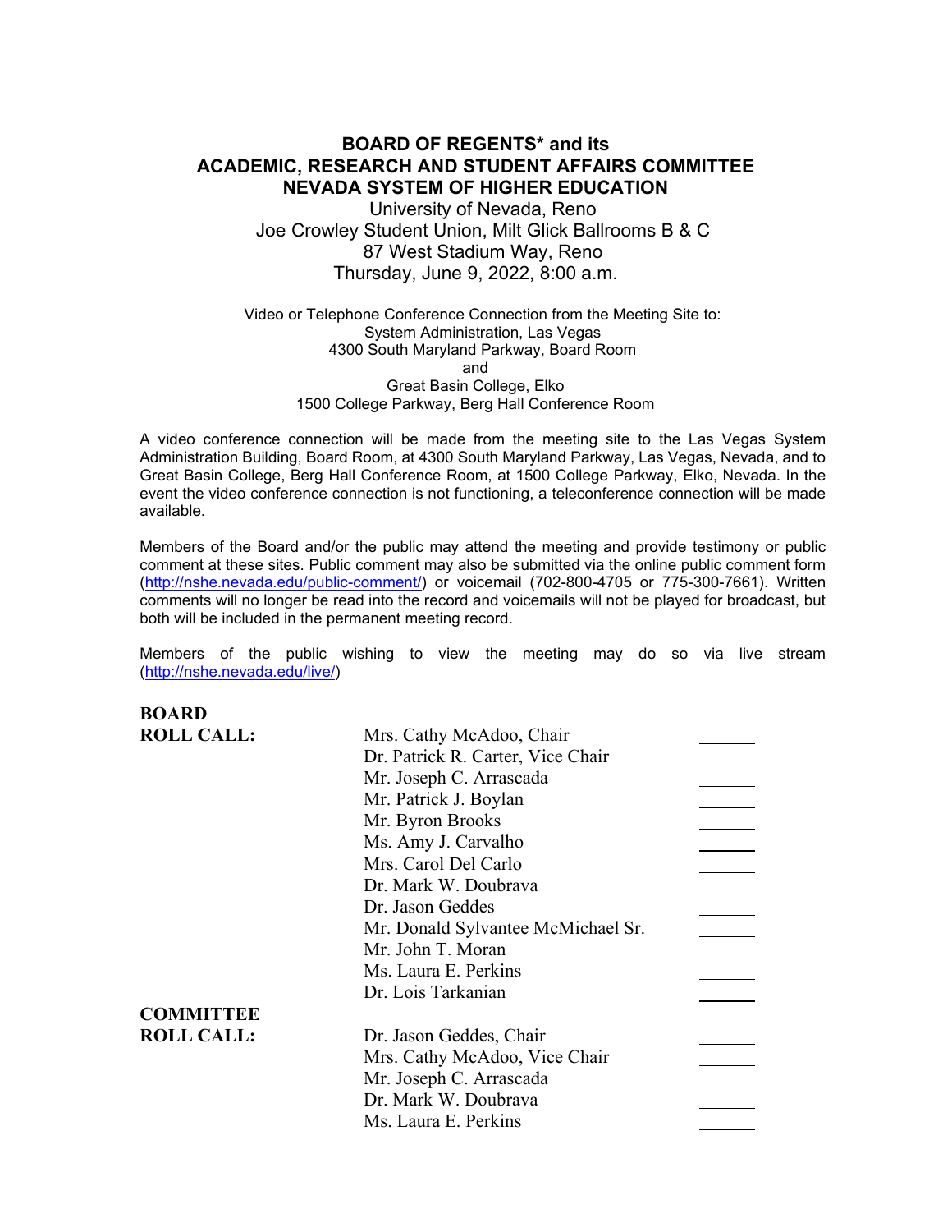# BOARD OF REGENTS* and its ACADEMIC, RESEARCH AND STUDENT AFFAIRS COMMITTEE NEVADA SYSTEM OF HIGHER EDUCATION

University of Nevada, Reno
Joe Crowley Student Union, Milt Glick Ballrooms B & C
87 West Stadium Way, Reno
Thursday, June 9, 2022, 8:00 a.m.

Video or Telephone Conference Connection from the Meeting Site to:
System Administration, Las Vegas
4300 South Maryland Parkway, Board Room
and
Great Basin College, Elko
1500 College Parkway, Berg Hall Conference Room

A video conference connection will be made from the meeting site to the Las Vegas System Administration Building, Board Room, at 4300 South Maryland Parkway, Las Vegas, Nevada, and to Great Basin College, Berg Hall Conference Room, at 1500 College Parkway, Elko, Nevada. In the event the video conference connection is not functioning, a teleconference connection will be made available.

Members of the Board and/or the public may attend the meeting and provide testimony or public comment at these sites. Public comment may also be submitted via the online public comment form (http://nshe.nevada.edu/public-comment/) or voicemail (702-800-4705 or 775-300-7661). Written comments will no longer be read into the record and voicemails will not be played for broadcast, but both will be included in the permanent meeting record.

Members of the public wishing to view the meeting may do so via live stream (http://nshe.nevada.edu/live/)

**BOARD ROLL CALL:**

| | |
|---|---|
| Mrs. Cathy McAdoo, Chair | ______ |
| Dr. Patrick R. Carter, Vice Chair | ______ |
| Mr. Joseph C. Arrascada | ______ |
| Mr. Patrick J. Boylan | ______ |
| Mr. Byron Brooks | ______ |
| Ms. Amy J. Carvalho | ______ |
| Mrs. Carol Del Carlo | ______ |
| Dr. Mark W. Doubrava | ______ |
| Dr. Jason Geddes | ______ |
| Mr. Donald Sylvantee McMichael Sr. | ______ |
| Mr. John T. Moran | ______ |
| Ms. Laura E. Perkins | ______ |
| Dr. Lois Tarkanian | ______ |

**COMMITTEE ROLL CALL:**

| | |
|---|---|
| Dr. Jason Geddes, Chair | ______ |
| Mrs. Cathy McAdoo, Vice Chair | ______ |
| Mr. Joseph C. Arrascada | ______ |
| Dr. Mark W. Doubrava | ______ |
| Ms. Laura E. Perkins | ______ |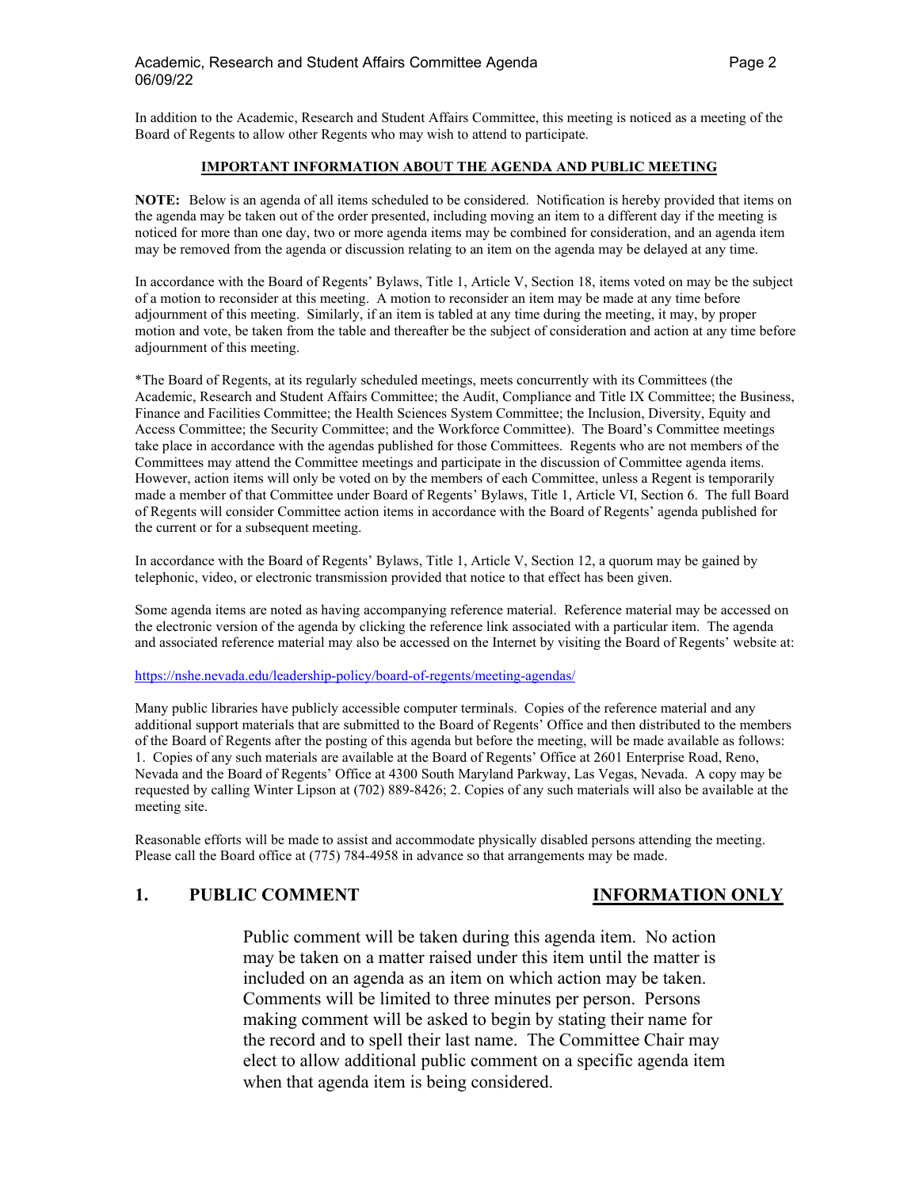In addition to the Academic, Research and Student Affairs Committee, this meeting is noticed as a meeting of the Board of Regents to allow other Regents who may wish to attend to participate.

**IMPORTANT INFORMATION ABOUT THE AGENDA AND PUBLIC MEETING**

**NOTE:** Below is an agenda of all items scheduled to be considered. Notification is hereby provided that items on the agenda may be taken out of the order presented, including moving an item to a different day if the meeting is noticed for more than one day, two or more agenda items may be combined for consideration, and an agenda item may be removed from the agenda or discussion relating to an item on the agenda may be delayed at any time.

In accordance with the Board of Regents' Bylaws, Title 1, Article V, Section 18, items voted on may be the subject of a motion to reconsider at this meeting. A motion to reconsider an item may be made at any time before adjournment of this meeting. Similarly, if an item is tabled at any time during the meeting, it may, by proper motion and vote, be taken from the table and thereafter be the subject of consideration and action at any time before adjournment of this meeting.

*The Board of Regents, at its regularly scheduled meetings, meets concurrently with its Committees (the Academic, Research and Student Affairs Committee; the Audit, Compliance and Title IX Committee; the Business, Finance and Facilities Committee; the Health Sciences System Committee; the Inclusion, Diversity, Equity and Access Committee; the Security Committee; and the Workforce Committee). The Board's Committee meetings take place in accordance with the agendas published for those Committees. Regents who are not members of the Committees may attend the Committee meetings and participate in the discussion of Committee agenda items. However, action items will only be voted on by the members of each Committee, unless a Regent is temporarily made a member of that Committee under Board of Regents' Bylaws, Title 1, Article VI, Section 6. The full Board of Regents will consider Committee action items in accordance with the Board of Regents' agenda published for the current or for a subsequent meeting.

In accordance with the Board of Regents' Bylaws, Title 1, Article V, Section 12, a quorum may be gained by telephonic, video, or electronic transmission provided that notice to that effect has been given.

Some agenda items are noted as having accompanying reference material. Reference material may be accessed on the electronic version of the agenda by clicking the reference link associated with a particular item. The agenda and associated reference material may also be accessed on the Internet by visiting the Board of Regents' website at:

https://nshe.nevada.edu/leadership-policy/board-of-regents/meeting-agendas/

Many public libraries have publicly accessible computer terminals. Copies of the reference material and any additional support materials that are submitted to the Board of Regents' Office and then distributed to the members of the Board of Regents after the posting of this agenda but before the meeting, will be made available as follows: 1. Copies of any such materials are available at the Board of Regents' Office at 2601 Enterprise Road, Reno, Nevada and the Board of Regents' Office at 4300 South Maryland Parkway, Las Vegas, Nevada. A copy may be requested by calling Winter Lipson at (702) 889-8426; 2. Copies of any such materials will also be available at the meeting site.

Reasonable efforts will be made to assist and accommodate physically disabled persons attending the meeting. Please call the Board office at (775) 784-4958 in advance so that arrangements may be made.

## 1. PUBLIC COMMENT — INFORMATION ONLY

Public comment will be taken during this agenda item. No action may be taken on a matter raised under this item until the matter is included on an agenda as an item on which action may be taken. Comments will be limited to three minutes per person. Persons making comment will be asked to begin by stating their name for the record and to spell their last name. The Committee Chair may elect to allow additional public comment on a specific agenda item when that agenda item is being considered.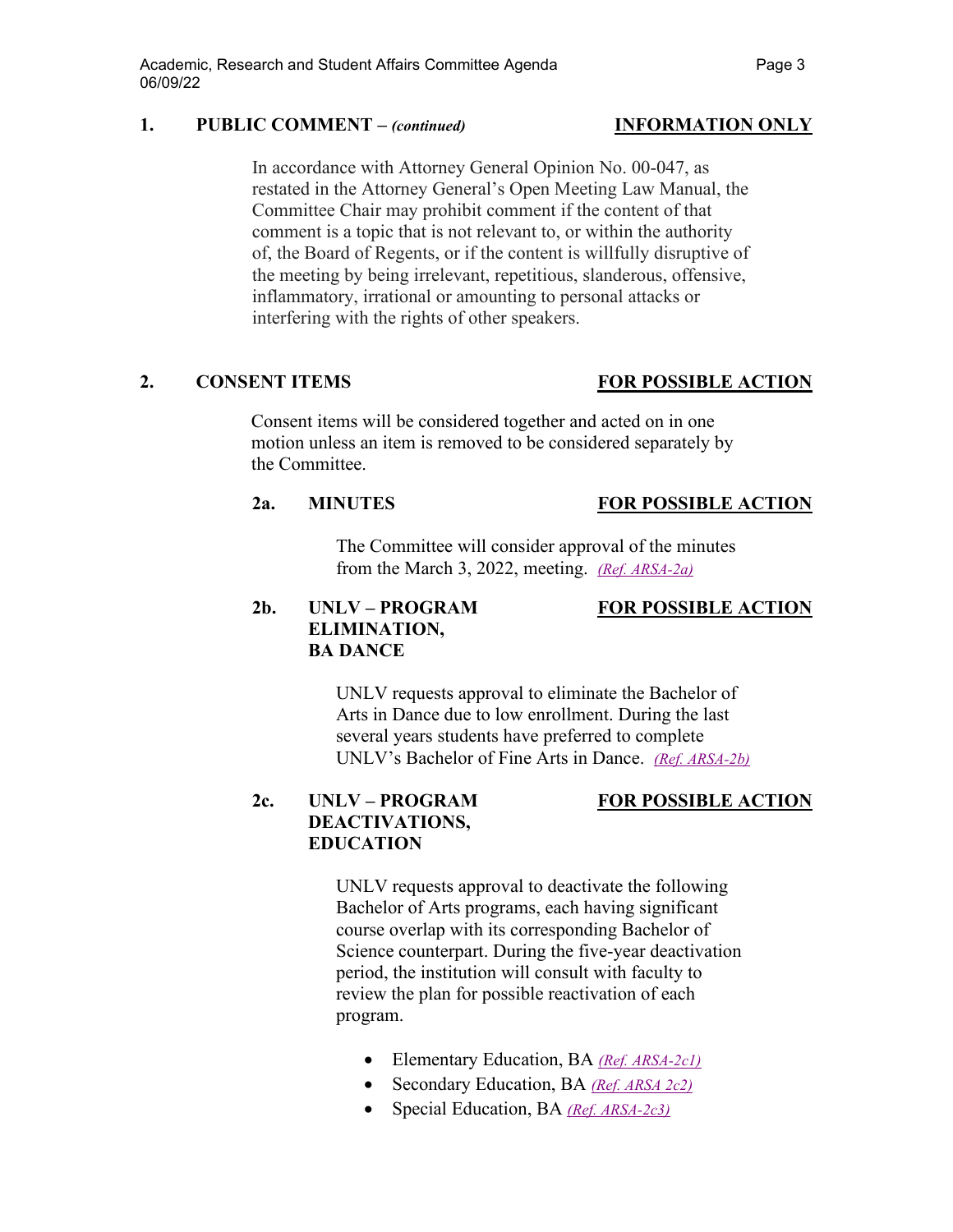## 1. PUBLIC COMMENT – *(continued)* — INFORMATION ONLY

In accordance with Attorney General Opinion No. 00-047, as restated in the Attorney General's Open Meeting Law Manual, the Committee Chair may prohibit comment if the content of that comment is a topic that is not relevant to, or within the authority of, the Board of Regents, or if the content is willfully disruptive of the meeting by being irrelevant, repetitious, slanderous, offensive, inflammatory, irrational or amounting to personal attacks or interfering with the rights of other speakers.

## 2. CONSENT ITEMS — FOR POSSIBLE ACTION

Consent items will be considered together and acted on in one motion unless an item is removed to be considered separately by the Committee.

### 2a. MINUTES — FOR POSSIBLE ACTION

The Committee will consider approval of the minutes from the March 3, 2022, meeting. *(Ref. ARSA-2a)*

### 2b. UNLV – PROGRAM ELIMINATION, BA DANCE — FOR POSSIBLE ACTION

UNLV requests approval to eliminate the Bachelor of Arts in Dance due to low enrollment. During the last several years students have preferred to complete UNLV's Bachelor of Fine Arts in Dance. *(Ref. ARSA-2b)*

### 2c. UNLV – PROGRAM DEACTIVATIONS, EDUCATION — FOR POSSIBLE ACTION

UNLV requests approval to deactivate the following Bachelor of Arts programs, each having significant course overlap with its corresponding Bachelor of Science counterpart. During the five-year deactivation period, the institution will consult with faculty to review the plan for possible reactivation of each program.

- Elementary Education, BA *(Ref. ARSA-2c1)*
- Secondary Education, BA *(Ref. ARSA 2c2)*
- Special Education, BA *(Ref. ARSA-2c3)*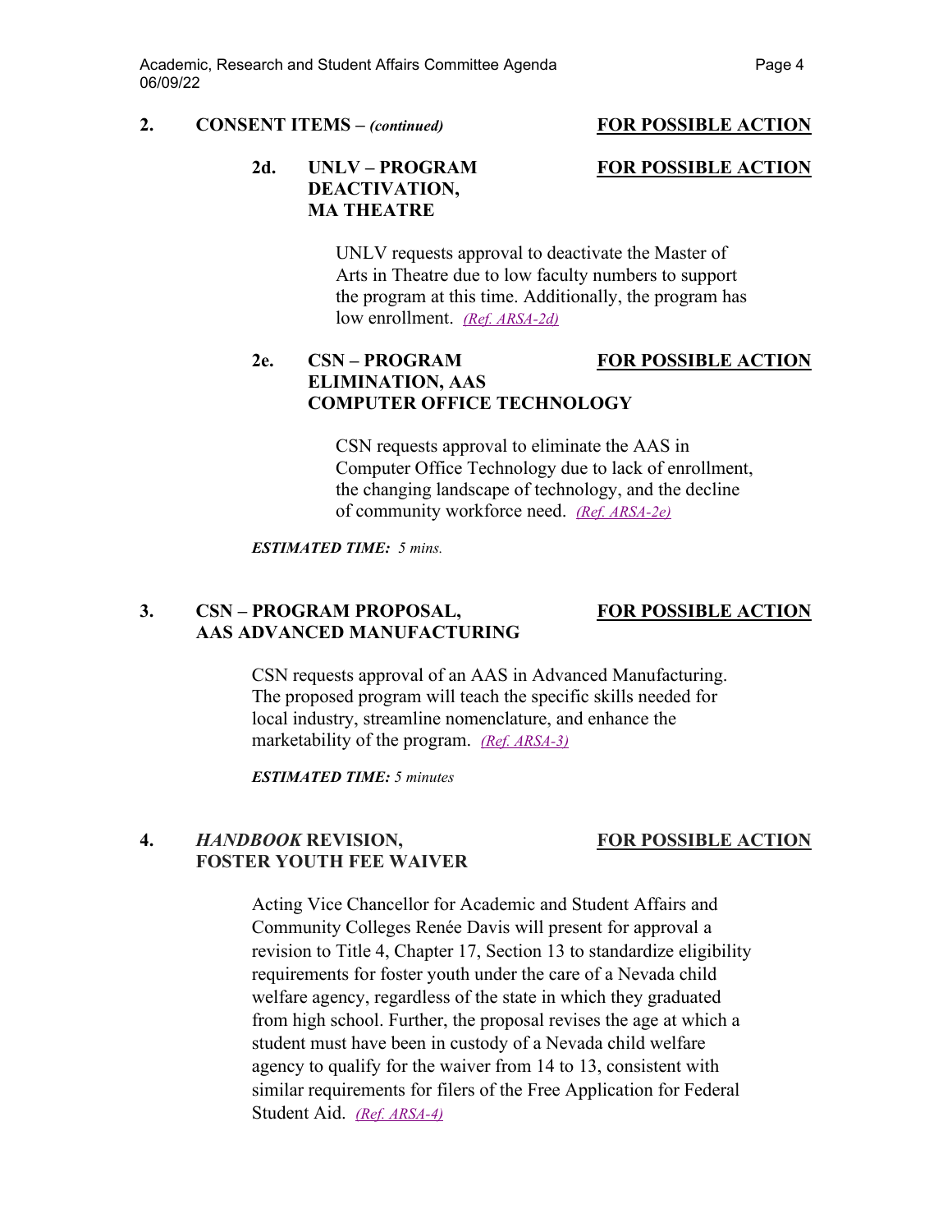**2. CONSENT ITEMS – *(continued)*** **<u>FOR POSSIBLE ACTION</u>**

**2d. UNLV – PROGRAM DEACTIVATION, MA THEATRE** **<u>FOR POSSIBLE ACTION</u>**

UNLV requests approval to deactivate the Master of Arts in Theatre due to low faculty numbers to support the program at this time. Additionally, the program has low enrollment. *(Ref. ARSA-2d)*

**2e. CSN – PROGRAM ELIMINATION, AAS COMPUTER OFFICE TECHNOLOGY** **<u>FOR POSSIBLE ACTION</u>**

CSN requests approval to eliminate the AAS in Computer Office Technology due to lack of enrollment, the changing landscape of technology, and the decline of community workforce need. *(Ref. ARSA-2e)*

***ESTIMATED TIME:*** *5 mins.*

**3. CSN – PROGRAM PROPOSAL, AAS ADVANCED MANUFACTURING** **<u>FOR POSSIBLE ACTION</u>**

CSN requests approval of an AAS in Advanced Manufacturing. The proposed program will teach the specific skills needed for local industry, streamline nomenclature, and enhance the marketability of the program. *(Ref. ARSA-3)*

***ESTIMATED TIME:*** *5 minutes*

**4. *HANDBOOK* REVISION, FOSTER YOUTH FEE WAIVER** **<u>FOR POSSIBLE ACTION</u>**

Acting Vice Chancellor for Academic and Student Affairs and Community Colleges Renée Davis will present for approval a revision to Title 4, Chapter 17, Section 13 to standardize eligibility requirements for foster youth under the care of a Nevada child welfare agency, regardless of the state in which they graduated from high school. Further, the proposal revises the age at which a student must have been in custody of a Nevada child welfare agency to qualify for the waiver from 14 to 13, consistent with similar requirements for filers of the Free Application for Federal Student Aid. *(Ref. ARSA-4)*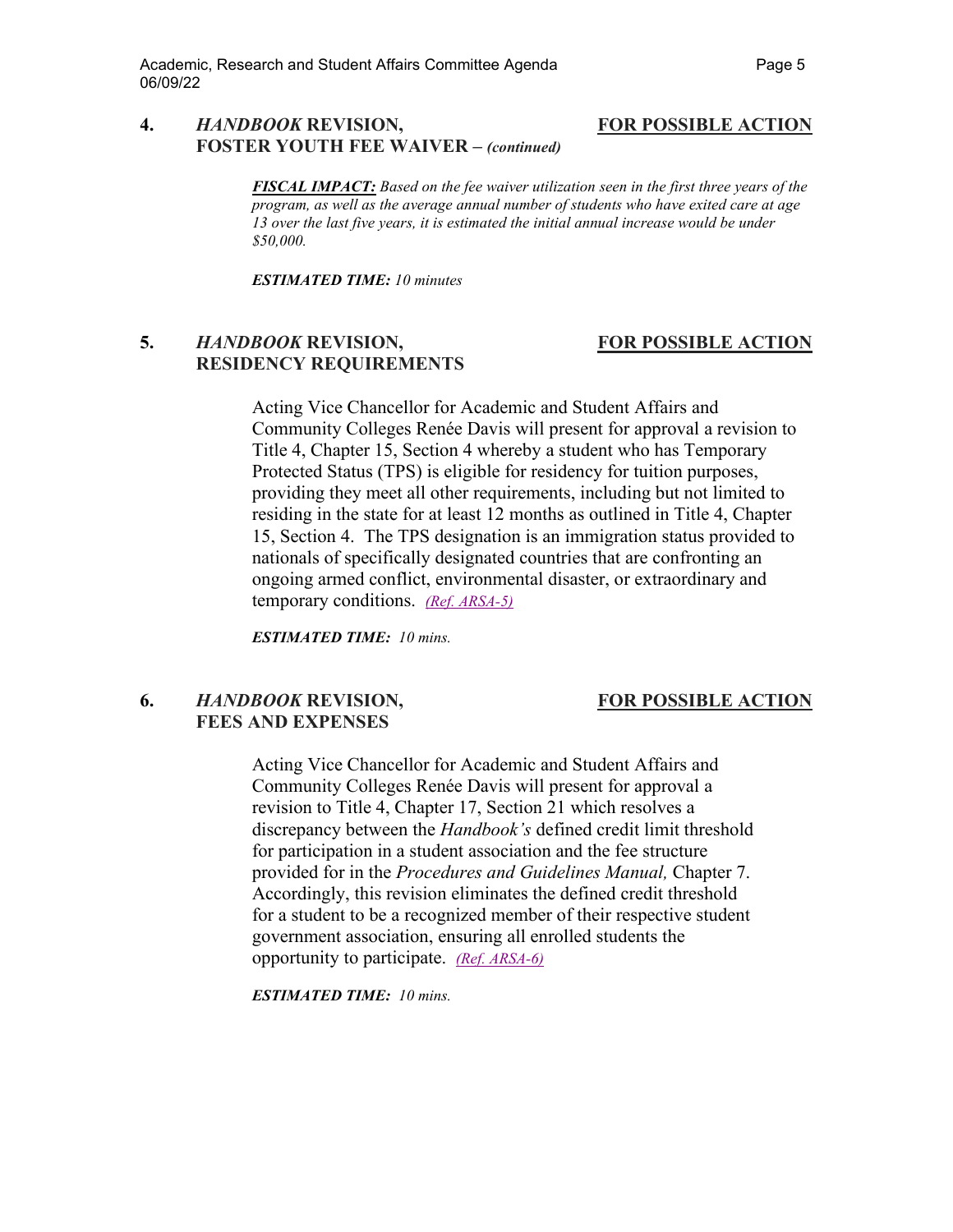## 4. *HANDBOOK* REVISION, FOSTER YOUTH FEE WAIVER – *(continued)* — FOR POSSIBLE ACTION

***FISCAL IMPACT:*** *Based on the fee waiver utilization seen in the first three years of the program, as well as the average annual number of students who have exited care at age 13 over the last five years, it is estimated the initial annual increase would be under $50,000.*

***ESTIMATED TIME:*** *10 minutes*

## 5. *HANDBOOK* REVISION, RESIDENCY REQUIREMENTS — FOR POSSIBLE ACTION

Acting Vice Chancellor for Academic and Student Affairs and Community Colleges Renée Davis will present for approval a revision to Title 4, Chapter 15, Section 4 whereby a student who has Temporary Protected Status (TPS) is eligible for residency for tuition purposes, providing they meet all other requirements, including but not limited to residing in the state for at least 12 months as outlined in Title 4, Chapter 15, Section 4. The TPS designation is an immigration status provided to nationals of specifically designated countries that are confronting an ongoing armed conflict, environmental disaster, or extraordinary and temporary conditions. *(Ref. ARSA-5)*

***ESTIMATED TIME:*** *10 mins.*

## 6. *HANDBOOK* REVISION, FEES AND EXPENSES — FOR POSSIBLE ACTION

Acting Vice Chancellor for Academic and Student Affairs and Community Colleges Renée Davis will present for approval a revision to Title 4, Chapter 17, Section 21 which resolves a discrepancy between the *Handbook's* defined credit limit threshold for participation in a student association and the fee structure provided for in the *Procedures and Guidelines Manual,* Chapter 7. Accordingly, this revision eliminates the defined credit threshold for a student to be a recognized member of their respective student government association, ensuring all enrolled students the opportunity to participate. *(Ref. ARSA-6)*

***ESTIMATED TIME:*** *10 mins.*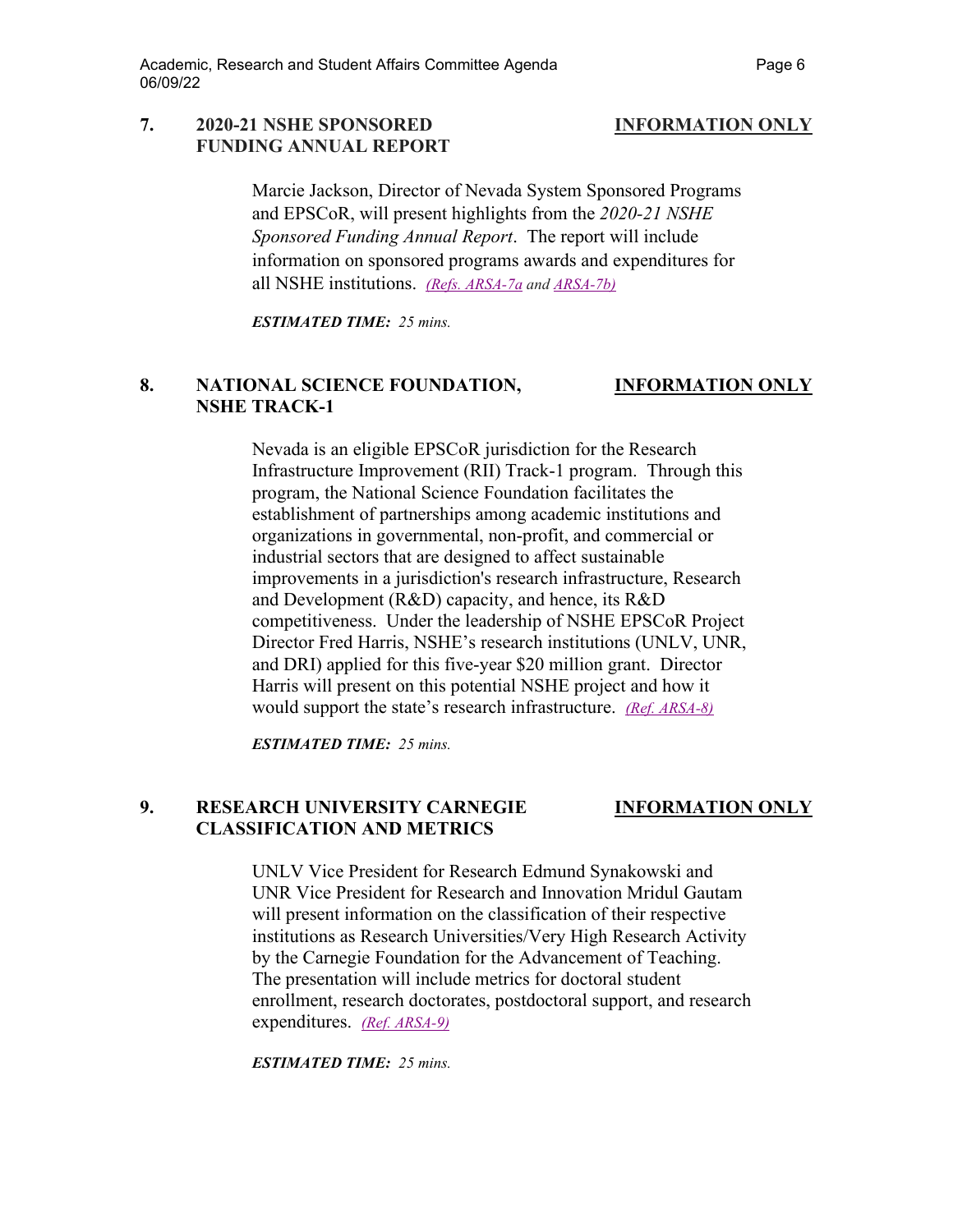## 7. 2020-21 NSHE SPONSORED FUNDING ANNUAL REPORT

**INFORMATION ONLY**

Marcie Jackson, Director of Nevada System Sponsored Programs and EPSCoR, will present highlights from the *2020-21 NSHE Sponsored Funding Annual Report*. The report will include information on sponsored programs awards and expenditures for all NSHE institutions. *(Refs. ARSA-7a and ARSA-7b)*

***ESTIMATED TIME:*** *25 mins.*

## 8. NATIONAL SCIENCE FOUNDATION, NSHE TRACK-1

**INFORMATION ONLY**

Nevada is an eligible EPSCoR jurisdiction for the Research Infrastructure Improvement (RII) Track-1 program. Through this program, the National Science Foundation facilitates the establishment of partnerships among academic institutions and organizations in governmental, non-profit, and commercial or industrial sectors that are designed to affect sustainable improvements in a jurisdiction's research infrastructure, Research and Development (R&D) capacity, and hence, its R&D competitiveness. Under the leadership of NSHE EPSCoR Project Director Fred Harris, NSHE's research institutions (UNLV, UNR, and DRI) applied for this five-year $20 million grant. Director Harris will present on this potential NSHE project and how it would support the state's research infrastructure. *(Ref. ARSA-8)*

***ESTIMATED TIME:*** *25 mins.*

## 9. RESEARCH UNIVERSITY CARNEGIE CLASSIFICATION AND METRICS

**INFORMATION ONLY**

UNLV Vice President for Research Edmund Synakowski and UNR Vice President for Research and Innovation Mridul Gautam will present information on the classification of their respective institutions as Research Universities/Very High Research Activity by the Carnegie Foundation for the Advancement of Teaching. The presentation will include metrics for doctoral student enrollment, research doctorates, postdoctoral support, and research expenditures. *(Ref. ARSA-9)*

***ESTIMATED TIME:*** *25 mins.*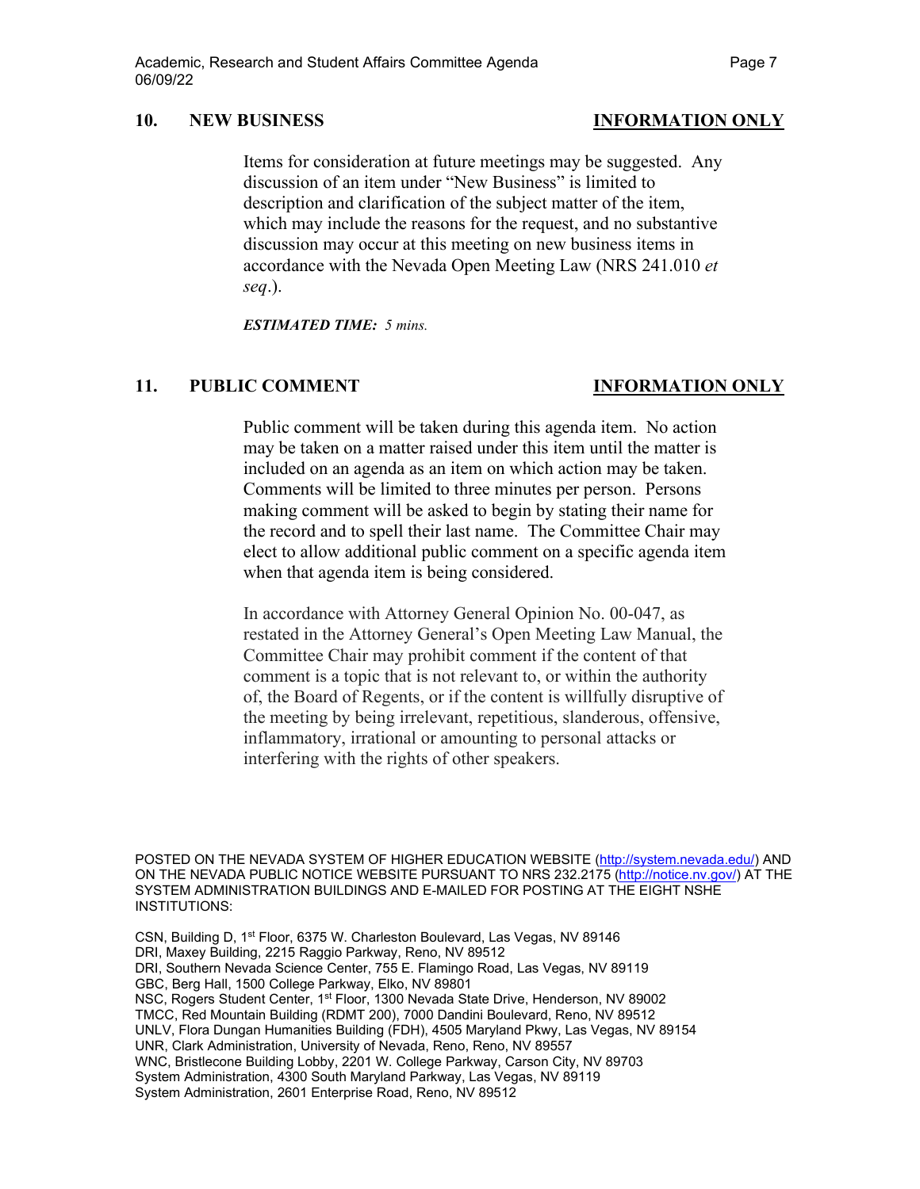## 10. NEW BUSINESS — INFORMATION ONLY

Items for consideration at future meetings may be suggested. Any discussion of an item under "New Business" is limited to description and clarification of the subject matter of the item, which may include the reasons for the request, and no substantive discussion may occur at this meeting on new business items in accordance with the Nevada Open Meeting Law (NRS 241.010 *et seq*.).

***ESTIMATED TIME:*** *5 mins.*

## 11. PUBLIC COMMENT — INFORMATION ONLY

Public comment will be taken during this agenda item. No action may be taken on a matter raised under this item until the matter is included on an agenda as an item on which action may be taken. Comments will be limited to three minutes per person. Persons making comment will be asked to begin by stating their name for the record and to spell their last name. The Committee Chair may elect to allow additional public comment on a specific agenda item when that agenda item is being considered.

In accordance with Attorney General Opinion No. 00-047, as restated in the Attorney General's Open Meeting Law Manual, the Committee Chair may prohibit comment if the content of that comment is a topic that is not relevant to, or within the authority of, the Board of Regents, or if the content is willfully disruptive of the meeting by being irrelevant, repetitious, slanderous, offensive, inflammatory, irrational or amounting to personal attacks or interfering with the rights of other speakers.

POSTED ON THE NEVADA SYSTEM OF HIGHER EDUCATION WEBSITE (http://system.nevada.edu/) AND ON THE NEVADA PUBLIC NOTICE WEBSITE PURSUANT TO NRS 232.2175 (http://notice.nv.gov/) AT THE SYSTEM ADMINISTRATION BUILDINGS AND E-MAILED FOR POSTING AT THE EIGHT NSHE INSTITUTIONS:

CSN, Building D, 1st Floor, 6375 W. Charleston Boulevard, Las Vegas, NV 89146
DRI, Maxey Building, 2215 Raggio Parkway, Reno, NV 89512
DRI, Southern Nevada Science Center, 755 E. Flamingo Road, Las Vegas, NV 89119
GBC, Berg Hall, 1500 College Parkway, Elko, NV 89801
NSC, Rogers Student Center, 1st Floor, 1300 Nevada State Drive, Henderson, NV 89002
TMCC, Red Mountain Building (RDMT 200), 7000 Dandini Boulevard, Reno, NV 89512
UNLV, Flora Dungan Humanities Building (FDH), 4505 Maryland Pkwy, Las Vegas, NV 89154
UNR, Clark Administration, University of Nevada, Reno, Reno, NV 89557
WNC, Bristlecone Building Lobby, 2201 W. College Parkway, Carson City, NV 89703
System Administration, 4300 South Maryland Parkway, Las Vegas, NV 89119
System Administration, 2601 Enterprise Road, Reno, NV 89512